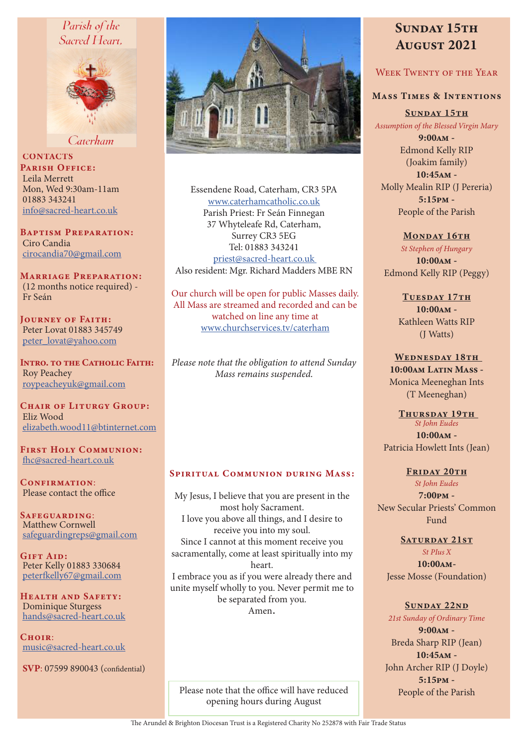*Parish of the Sacred Heart,*

*Caterham*

**CONTACTS**

**Parish Office:**
Leila Merrett
Mon, Wed 9:30am-11am
01883 343241
info@sacred-heart.co.uk

**Baptism Preparation:**
Ciro Candia
cirocandia70@gmail.com

**Marriage Preparation:**
(12 months notice required) - Fr Seán

**Journey of Faith:**
Peter Lovat 01883 345749
peter_lovat@yahoo.com

**Intro. to the Catholic Faith:**
Roy Peachey
roypeacheyuk@gmail.com

**Chair of Liturgy Group:**
Eliz Wood
elizabeth.wood11@btinternet.com

**First Holy Communion:**
fhc@sacred-heart.co.uk

**Confirmation:**
Please contact the office

**Safeguarding:**
Matthew Cornwell
safeguardingreps@gmail.com

**Gift Aid:**
Peter Kelly 01883 330684
peterfkelly67@gmail.com

**Health and Safety:**
Dominique Sturgess
hands@sacred-heart.co.uk

**Choir:**
music@sacred-heart.co.uk

**SVP**: 07599 890043 (confidential)

Essendene Road, Caterham, CR3 5PA
www.caterhamcatholic.co.uk
Parish Priest: Fr Seán Finnegan
37 Whyteleafe Rd, Caterham,
Surrey CR3 5EG
Tel: 01883 343241
priest@sacred-heart.co.uk
Also resident: Mgr. Richard Madders MBE RN

Our church will be open for public Masses daily. All Mass are streamed and recorded and can be watched on line any time at www.churchservices.tv/caterham

*Please note that the obligation to attend Sunday Mass remains suspended.*

## Spiritual Communion during Mass:

My Jesus, I believe that you are present in the most holy Sacrament.
I love you above all things, and I desire to receive you into my soul.
Since I cannot at this moment receive you sacramentally, come at least spiritually into my heart.
I embrace you as if you were already there and unite myself wholly to you. Never permit me to be separated from you.
Amen.

Please note that the office will have reduced opening hours during August

# Sunday 15th August 2021

## Week Twenty of the Year

## Mass Times & Intentions

**Sunday 15th**
*Assumption of the Blessed Virgin Mary*
**9:00am** - Edmond Kelly RIP (Joakim family)
**10:45am** - Molly Mealin RIP (J Pereria)
**5:15pm** - People of the Parish

**Monday 16th**
*St Stephen of Hungary*
**10:00am** - Edmond Kelly RIP (Peggy)

**Tuesday 17th**
**10:00am** - Kathleen Watts RIP (J Watts)

**Wednesday 18th**
**10:00am Latin Mass** - Monica Meeneghan Ints (T Meeneghan)

**Thursday 19th**
*St John Eudes*
**10:00am** - Patricia Howlett Ints (Jean)

**Friday 20th**
*St John Eudes*
**7:00pm** - New Secular Priests' Common Fund

**Saturday 21st**
*St PIus X*
**10:00am** - Jesse Mosse (Foundation)

**Sunday 22nd**
*21st Sunday of Ordinary Time*
**9:00am** - Breda Sharp RIP (Jean)
**10:45am** - John Archer RIP (J Doyle)
**5:15pm** - People of the Parish

The Arundel & Brighton Diocesan Trust is a Registered Charity No 252878 with Fair Trade Status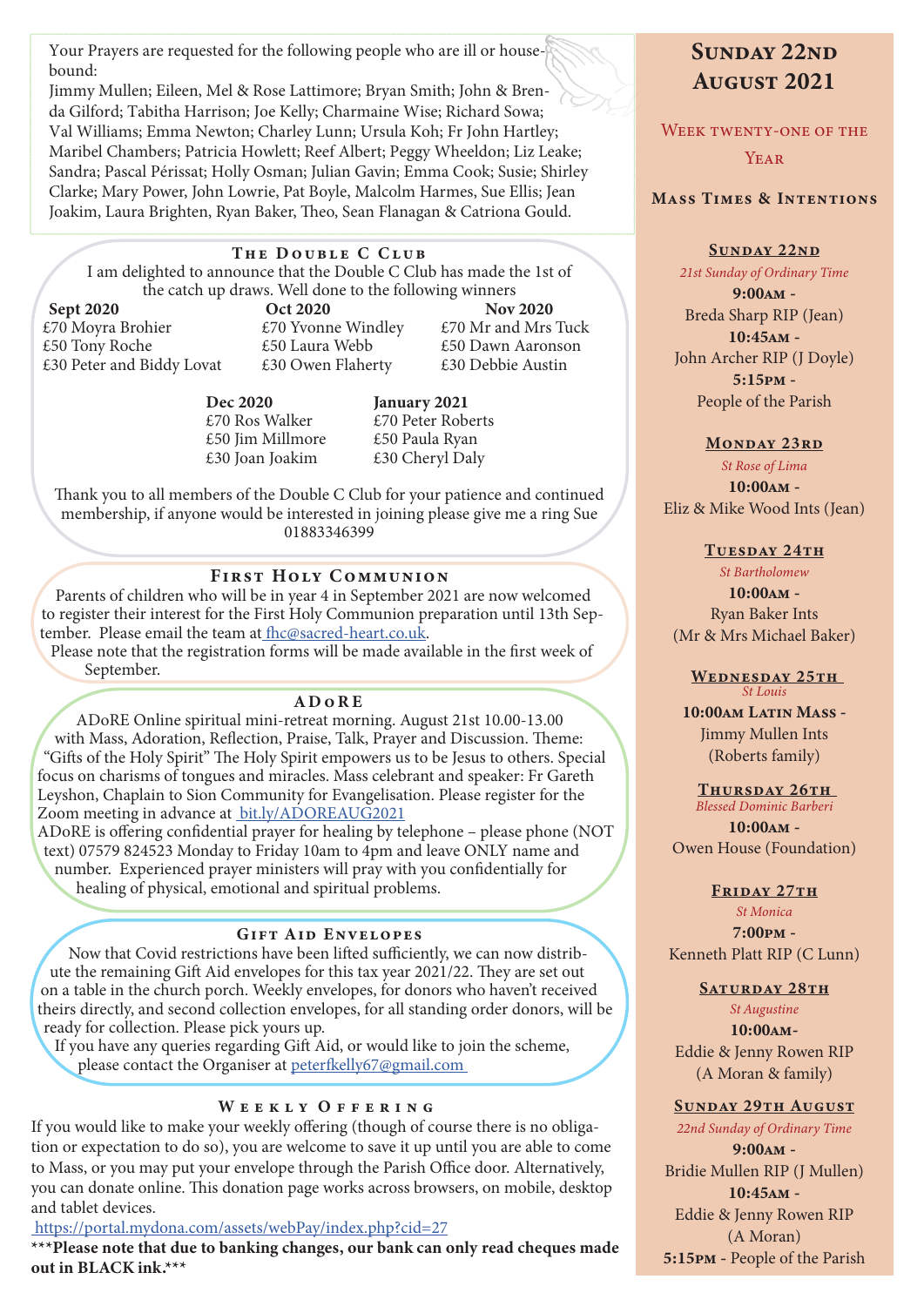Your Prayers are requested for the following people who are ill or housebound:

Jimmy Mullen; Eileen, Mel & Rose Lattimore; Bryan Smith; John & Brenda Gilford; Tabitha Harrison; Joe Kelly; Charmaine Wise; Richard Sowa; Val Williams; Emma Newton; Charley Lunn; Ursula Koh; Fr John Hartley; Maribel Chambers; Patricia Howlett; Reef Albert; Peggy Wheeldon; Liz Leake; Sandra; Pascal Périssat; Holly Osman; Julian Gavin; Emma Cook; Susie; Shirley Clarke; Mary Power, John Lowrie, Pat Boyle, Malcolm Harmes, Sue Ellis; Jean Joakim, Laura Brighten, Ryan Baker, Theo, Sean Flanagan & Catriona Gould.

## The Double C Club

I am delighted to announce that the Double C Club has made the 1st of the catch up draws. Well done to the following winners

| Sept 2020 | Oct 2020 | Nov 2020 |
|---|---|---|
| £70 Moyra Brohier | £70 Yvonne Windley | £70 Mr and Mrs Tuck |
| £50 Tony Roche | £50 Laura Webb | £50 Dawn Aaronson |
| £30 Peter and Biddy Lovat | £30 Owen Flaherty | £30 Debbie Austin |

| Dec 2020 | January 2021 |
|---|---|
| £70 Ros Walker | £70 Peter Roberts |
| £50 Jim Millmore | £50 Paula Ryan |
| £30 Joan Joakim | £30 Cheryl Daly |

Thank you to all members of the Double C Club for your patience and continued membership, if anyone would be interested in joining please give me a ring Sue 01883346399

## First Holy Communion

Parents of children who will be in year 4 in September 2021 are now welcomed to register their interest for the First Holy Communion preparation until 13th September. Please email the team at fhc@sacred-heart.co.uk.

Please note that the registration forms will be made available in the first week of September.

## ADoRE

ADoRE Online spiritual mini-retreat morning. August 21st 10.00-13.00 with Mass, Adoration, Reflection, Praise, Talk, Prayer and Discussion. Theme: "Gifts of the Holy Spirit" The Holy Spirit empowers us to be Jesus to others. Special focus on charisms of tongues and miracles. Mass celebrant and speaker: Fr Gareth Leyshon, Chaplain to Sion Community for Evangelisation. Please register for the Zoom meeting in advance at bit.ly/ADOREAUG2021

ADoRE is offering confidential prayer for healing by telephone – please phone (NOT text) 07579 824523 Monday to Friday 10am to 4pm and leave ONLY name and number. Experienced prayer ministers will pray with you confidentially for healing of physical, emotional and spiritual problems.

## Gift Aid Envelopes

Now that Covid restrictions have been lifted sufficiently, we can now distribute the remaining Gift Aid envelopes for this tax year 2021/22. They are set out on a table in the church porch. Weekly envelopes, for donors who haven't received theirs directly, and second collection envelopes, for all standing order donors, will be ready for collection. Please pick yours up.

If you have any queries regarding Gift Aid, or would like to join the scheme, please contact the Organiser at peterfkelly67@gmail.com

## Weekly Offering

If you would like to make your weekly offering (though of course there is no obligation or expectation to do so), you are welcome to save it up until you are able to come to Mass, or you may put your envelope through the Parish Office door. Alternatively, you can donate online. This donation page works across browsers, on mobile, desktop and tablet devices.

https://portal.mydona.com/assets/webPay/index.php?cid=27

**\*\*\*Please note that due to banking changes, our bank can only read cheques made out in BLACK ink.\*\*\***

# Sunday 22nd August 2021

## Week twenty-one of the Year

## Mass Times & Intentions

### Sunday 22nd

*21st Sunday of Ordinary Time*

**9:00am -**
Breda Sharp RIP (Jean)

**10:45am -**
John Archer RIP (J Doyle)

**5:15pm -**
People of the Parish

### Monday 23rd

*St Rose of Lima*

**10:00am -**
Eliz & Mike Wood Ints (Jean)

### Tuesday 24th

*St Bartholomew*

**10:00am -**
Ryan Baker Ints
(Mr & Mrs Michael Baker)

### Wednesday 25th

*St Louis*

**10:00am Latin Mass -**
Jimmy Mullen Ints
(Roberts family)

### Thursday 26th

*Blessed Dominic Barberi*

**10:00am -**
Owen House (Foundation)

### Friday 27th

*St Monica*

**7:00pm -**
Kenneth Platt RIP (C Lunn)

### Saturday 28th

*St Augustine*

**10:00am-**
Eddie & Jenny Rowen RIP
(A Moran & family)

### Sunday 29th August

*22nd Sunday of Ordinary Time*

**9:00am -**
Bridie Mullen RIP (J Mullen)

**10:45am -**
Eddie & Jenny Rowen RIP
(A Moran)

**5:15pm -** People of the Parish